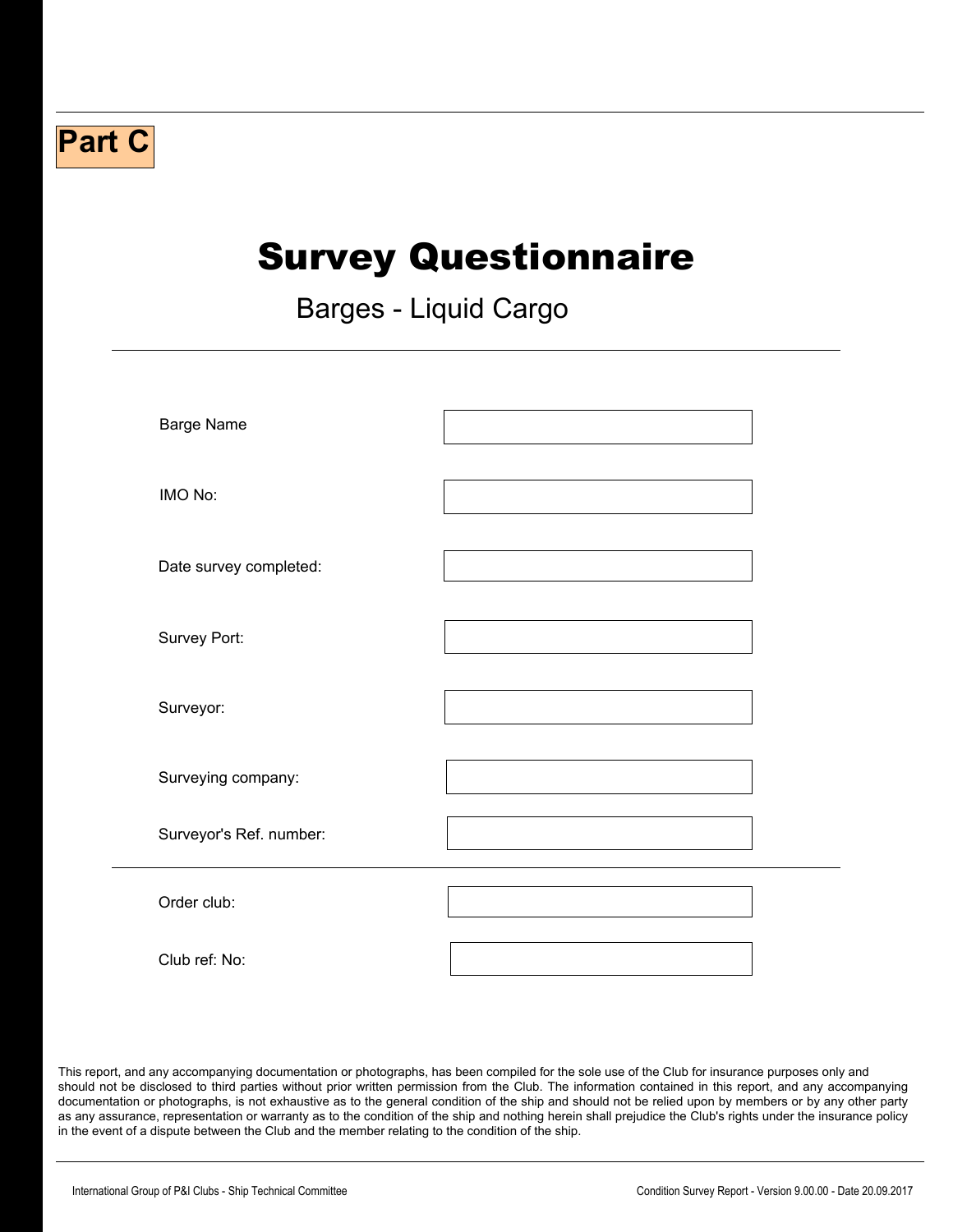**Part C**

# Survey Questionnaire

## Barges - Liquid Cargo

| | |
|---|---|
| Barge Name | |
| IMO No: | |
| Date survey completed: | |
| Survey Port: | |
| Surveyor: | |
| Surveying company: | |
| Surveyor's Ref. number: | |

| | |
|---|---|
| Order club: | |
| Club ref: No: | |

This report, and any accompanying documentation or photographs, has been compiled for the sole use of the Club for insurance purposes only and should not be disclosed to third parties without prior written permission from the Club. The information contained in this report, and any accompanying documentation or photographs, is not exhaustive as to the general condition of the ship and should not be relied upon by members or by any other party as any assurance, representation or warranty as to the condition of the ship and nothing herein shall prejudice the Club's rights under the insurance policy in the event of a dispute between the Club and the member relating to the condition of the ship.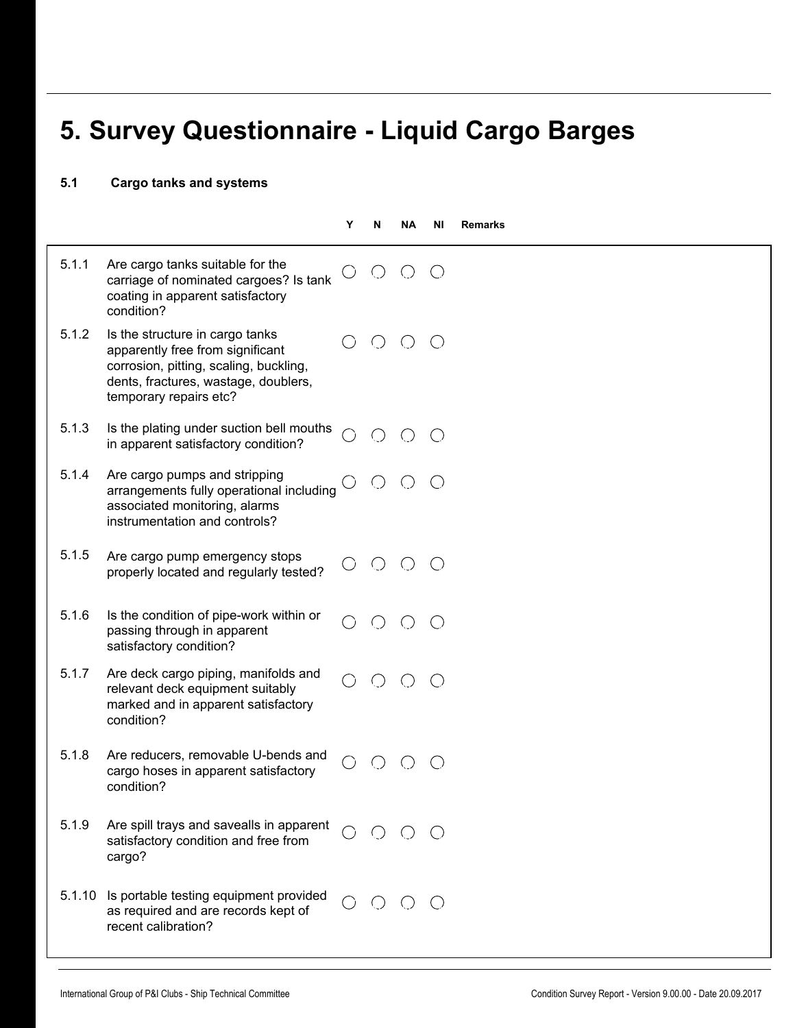# 5. Survey Questionnaire - Liquid Cargo Barges

## 5.1 Cargo tanks and systems

| | | Y | N | NA | NI | Remarks |
|---|---|---|---|---|---|---|
| 5.1.1 | Are cargo tanks suitable for the carriage of nominated cargoes? Is tank coating in apparent satisfactory condition? | ○ | ○ | ○ | ○ | |
| 5.1.2 | Is the structure in cargo tanks apparently free from significant corrosion, pitting, scaling, buckling, dents, fractures, wastage, doublers, temporary repairs etc? | ○ | ○ | ○ | ○ | |
| 5.1.3 | Is the plating under suction bell mouths in apparent satisfactory condition? | ○ | ○ | ○ | ○ | |
| 5.1.4 | Are cargo pumps and stripping arrangements fully operational including associated monitoring, alarms instrumentation and controls? | ○ | ○ | ○ | ○ | |
| 5.1.5 | Are cargo pump emergency stops properly located and regularly tested? | ○ | ○ | ○ | ○ | |
| 5.1.6 | Is the condition of pipe-work within or passing through in apparent satisfactory condition? | ○ | ○ | ○ | ○ | |
| 5.1.7 | Are deck cargo piping, manifolds and relevant deck equipment suitably marked and in apparent satisfactory condition? | ○ | ○ | ○ | ○ | |
| 5.1.8 | Are reducers, removable U-bends and cargo hoses in apparent satisfactory condition? | ○ | ○ | ○ | ○ | |
| 5.1.9 | Are spill trays and savealls in apparent satisfactory condition and free from cargo? | ○ | ○ | ○ | ○ | |
| 5.1.10 | Is portable testing equipment provided as required and are records kept of recent calibration? | ○ | ○ | ○ | ○ | |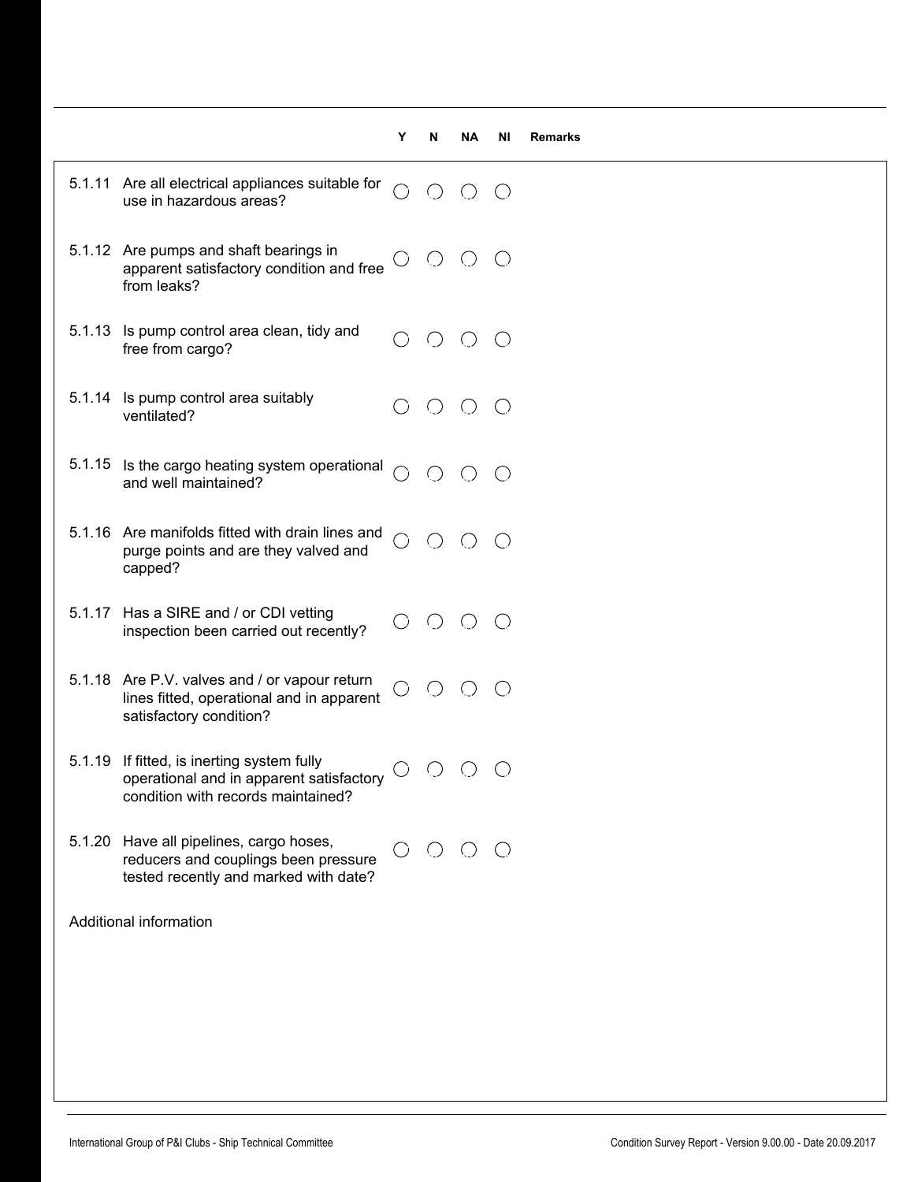| | | Y | N | NA | NI | Remarks |
|---|---|---|---|---|---|---|
| 5.1.11 | Are all electrical appliances suitable for use in hazardous areas? | ◯ | ◯ | ◯ | ◯ | |
| 5.1.12 | Are pumps and shaft bearings in apparent satisfactory condition and free from leaks? | ◯ | ◯ | ◯ | ◯ | |
| 5.1.13 | Is pump control area clean, tidy and free from cargo? | ◯ | ◯ | ◯ | ◯ | |
| 5.1.14 | Is pump control area suitably ventilated? | ◯ | ◯ | ◯ | ◯ | |
| 5.1.15 | Is the cargo heating system operational and well maintained? | ◯ | ◯ | ◯ | ◯ | |
| 5.1.16 | Are manifolds fitted with drain lines and purge points and are they valved and capped? | ◯ | ◯ | ◯ | ◯ | |
| 5.1.17 | Has a SIRE and / or CDI vetting inspection been carried out recently? | ◯ | ◯ | ◯ | ◯ | |
| 5.1.18 | Are P.V. valves and / or vapour return lines fitted, operational and in apparent satisfactory condition? | ◯ | ◯ | ◯ | ◯ | |
| 5.1.19 | If fitted, is inerting system fully operational and in apparent satisfactory condition with records maintained? | ◯ | ◯ | ◯ | ◯ | |
| 5.1.20 | Have all pipelines, cargo hoses, reducers and couplings been pressure tested recently and marked with date? | ◯ | ◯ | ◯ | ◯ | |

Additional information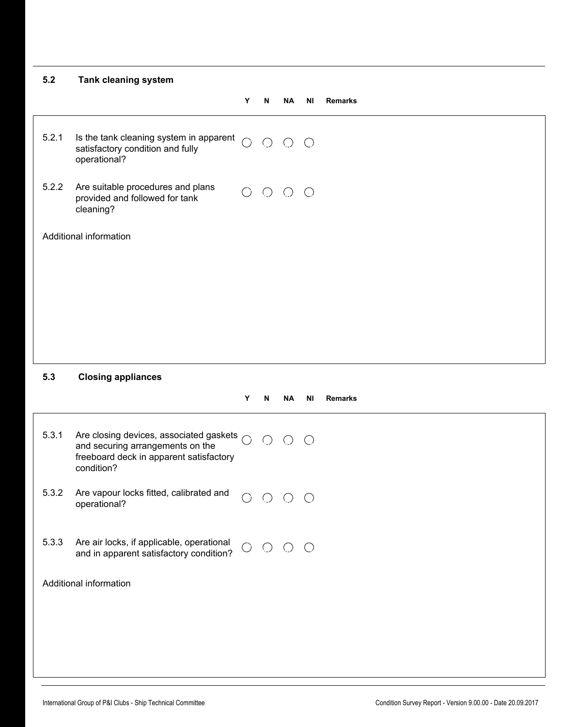## 5.2 Tank cleaning system

| | | Y | N | NA | NI | Remarks |
|---|---|---|---|---|---|---|
| 5.2.1 | Is the tank cleaning system in apparent satisfactory condition and fully operational? | ◯ | ◯ | ◯ | ◯ | |
| 5.2.2 | Are suitable procedures and plans provided and followed for tank cleaning? | ◯ | ◯ | ◯ | ◯ | |

Additional information

## 5.3 Closing appliances

| | | Y | N | NA | NI | Remarks |
|---|---|---|---|---|---|---|
| 5.3.1 | Are closing devices, associated gaskets and securing arrangements on the freeboard deck in apparent satisfactory condition? | ◯ | ◯ | ◯ | ◯ | |
| 5.3.2 | Are vapour locks fitted, calibrated and operational? | ◯ | ◯ | ◯ | ◯ | |
| 5.3.3 | Are air locks, if applicable, operational and in apparent satisfactory condition? | ◯ | ◯ | ◯ | ◯ | |

Additional information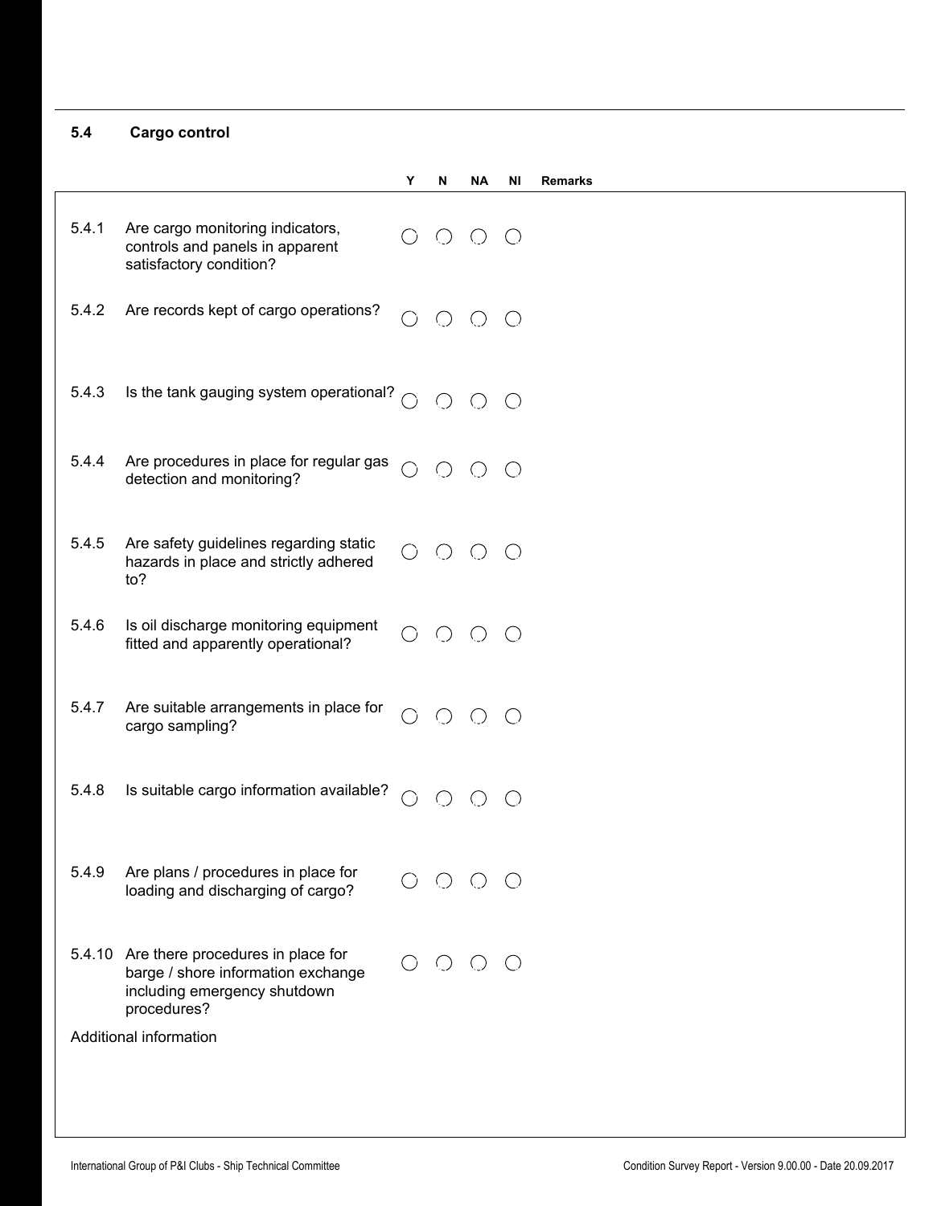## 5.4 Cargo control

| | | Y | N | NA | NI | Remarks |
|---|---|---|---|---|---|---|
| 5.4.1 | Are cargo monitoring indicators, controls and panels in apparent satisfactory condition? | ○ | ○ | ○ | ○ | |
| 5.4.2 | Are records kept of cargo operations? | ○ | ○ | ○ | ○ | |
| 5.4.3 | Is the tank gauging system operational? | ○ | ○ | ○ | ○ | |
| 5.4.4 | Are procedures in place for regular gas detection and monitoring? | ○ | ○ | ○ | ○ | |
| 5.4.5 | Are safety guidelines regarding static hazards in place and strictly adhered to? | ○ | ○ | ○ | ○ | |
| 5.4.6 | Is oil discharge monitoring equipment fitted and apparently operational? | ○ | ○ | ○ | ○ | |
| 5.4.7 | Are suitable arrangements in place for cargo sampling? | ○ | ○ | ○ | ○ | |
| 5.4.8 | Is suitable cargo information available? | ○ | ○ | ○ | ○ | |
| 5.4.9 | Are plans / procedures in place for loading and discharging of cargo? | ○ | ○ | ○ | ○ | |
| 5.4.10 | Are there procedures in place for barge / shore information exchange including emergency shutdown procedures? | ○ | ○ | ○ | ○ | |

Additional information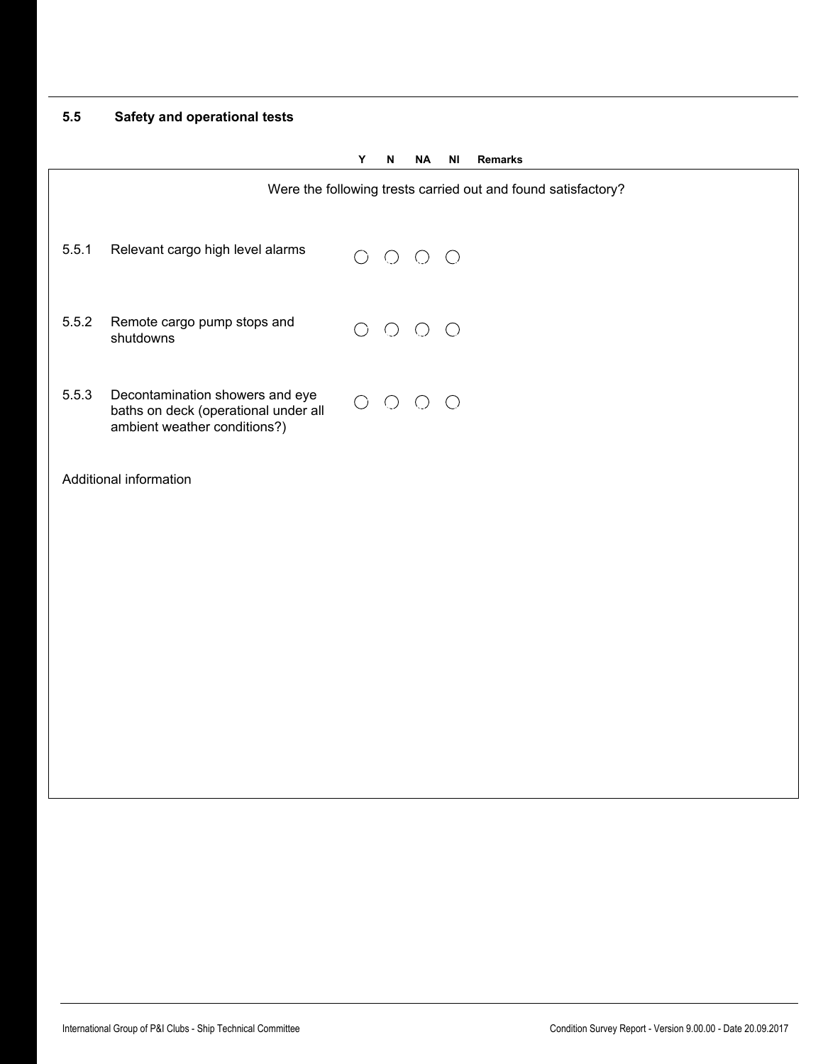## 5.5 Safety and operational tests

| | | Y | N | NA | NI | Remarks |
|---|---|---|---|---|---|---|
| | Were the following trests carried out and found satisfactory? | | | | | |
| 5.5.1 | Relevant cargo high level alarms | ◯ | ◯ | ◯ | ◯ | |
| 5.5.2 | Remote cargo pump stops and shutdowns | ◯ | ◯ | ◯ | ◯ | |
| 5.5.3 | Decontamination showers and eye baths on deck (operational under all ambient weather conditions?) | ◯ | ◯ | ◯ | ◯ | |

Additional information